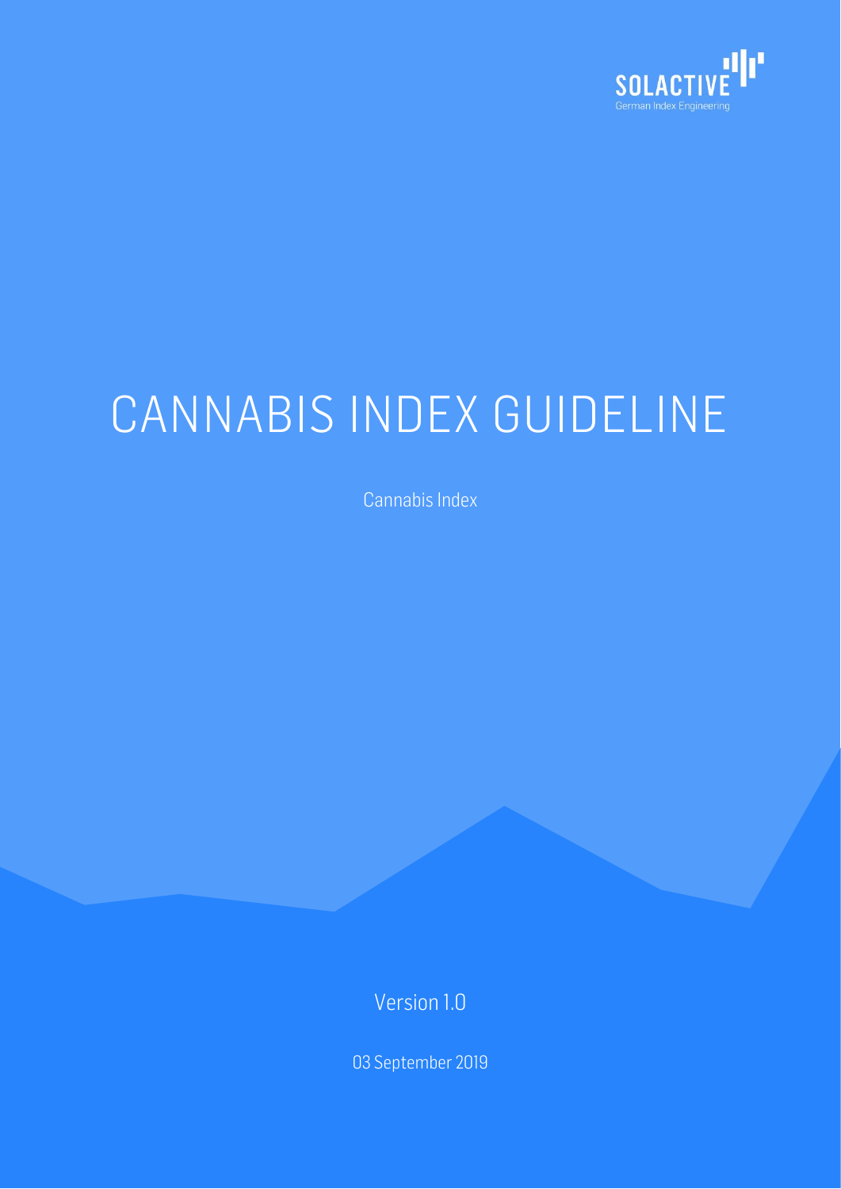SOLACTIVE
German Index Engineering

# CANNABIS INDEX GUIDELINE

Cannabis Index

Version 1.0

03 September 2019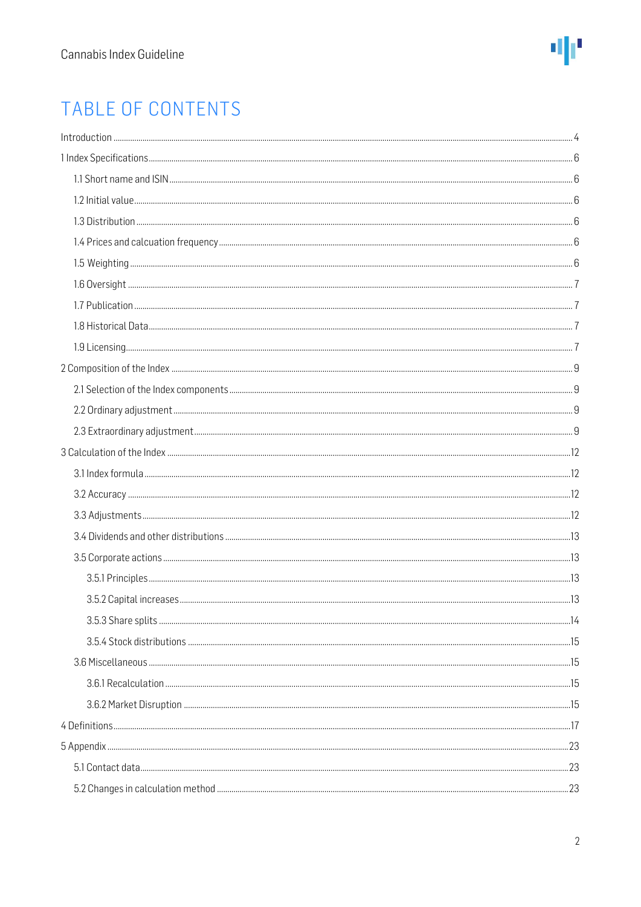# TABLE OF CONTENTS

Introduction ..... 4

1 Index Specifications ..... 6

- 1.1 Short name and ISIN ..... 6
- 1.2 Initial value ..... 6
- 1.3 Distribution ..... 6
- 1.4 Prices and calcuation frequency ..... 6
- 1.5 Weighting ..... 6
- 1.6 Oversight ..... 7
- 1.7 Publication ..... 7
- 1.8 Historical Data ..... 7
- 1.9 Licensing ..... 7

2 Composition of the Index ..... 9

- 2.1 Selection of the Index components ..... 9
- 2.2 Ordinary adjustment ..... 9
- 2.3 Extraordinary adjustment ..... 9

3 Calculation of the Index ..... 12

- 3.1 Index formula ..... 12
- 3.2 Accuracy ..... 12
- 3.3 Adjustments ..... 12
- 3.4 Dividends and other distributions ..... 13
- 3.5 Corporate actions ..... 13
  - 3.5.1 Principles ..... 13
  - 3.5.2 Capital increases ..... 13
  - 3.5.3 Share splits ..... 14
  - 3.5.4 Stock distributions ..... 15
- 3.6 Miscellaneous ..... 15
  - 3.6.1 Recalculation ..... 15
  - 3.6.2 Market Disruption ..... 15

4 Definitions ..... 17

5 Appendix ..... 23

- 5.1 Contact data ..... 23
- 5.2 Changes in calculation method ..... 23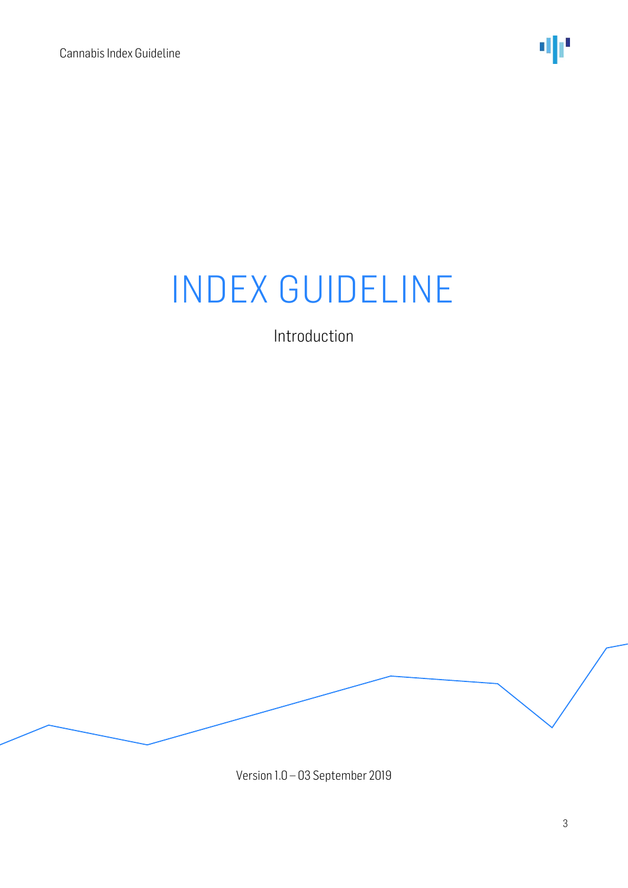# INDEX GUIDELINE

Introduction

Version 1.0 – 03 September 2019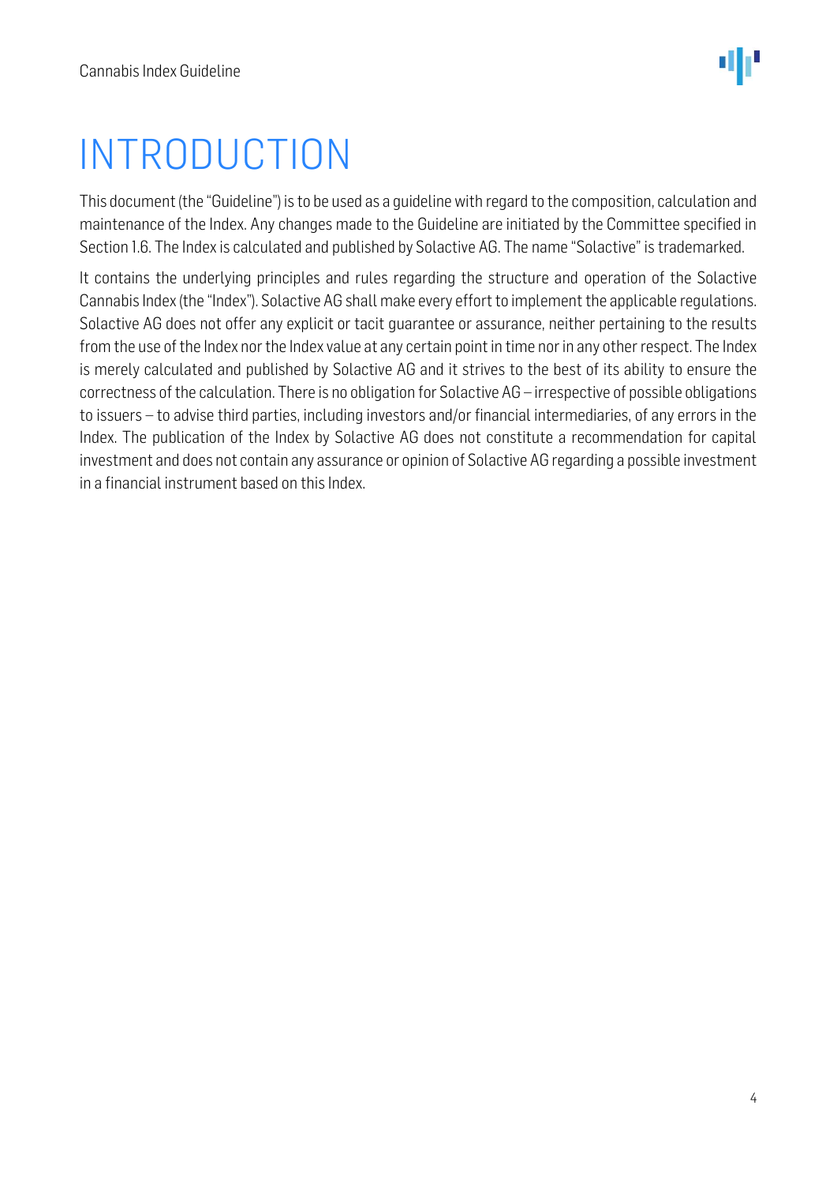# INTRODUCTION

This document (the "Guideline") is to be used as a guideline with regard to the composition, calculation and maintenance of the Index. Any changes made to the Guideline are initiated by the Committee specified in Section 1.6. The Index is calculated and published by Solactive AG. The name "Solactive" is trademarked.

It contains the underlying principles and rules regarding the structure and operation of the Solactive Cannabis Index (the "Index"). Solactive AG shall make every effort to implement the applicable regulations. Solactive AG does not offer any explicit or tacit guarantee or assurance, neither pertaining to the results from the use of the Index nor the Index value at any certain point in time nor in any other respect. The Index is merely calculated and published by Solactive AG and it strives to the best of its ability to ensure the correctness of the calculation. There is no obligation for Solactive AG – irrespective of possible obligations to issuers – to advise third parties, including investors and/or financial intermediaries, of any errors in the Index. The publication of the Index by Solactive AG does not constitute a recommendation for capital investment and does not contain any assurance or opinion of Solactive AG regarding a possible investment in a financial instrument based on this Index.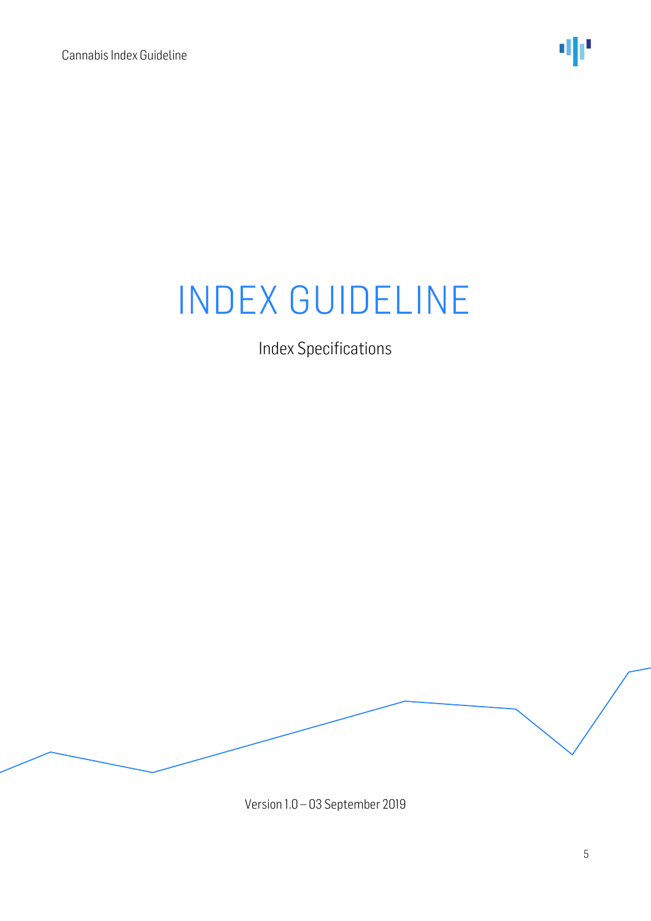# INDEX GUIDELINE

Index Specifications

Version 1.0 – 03 September 2019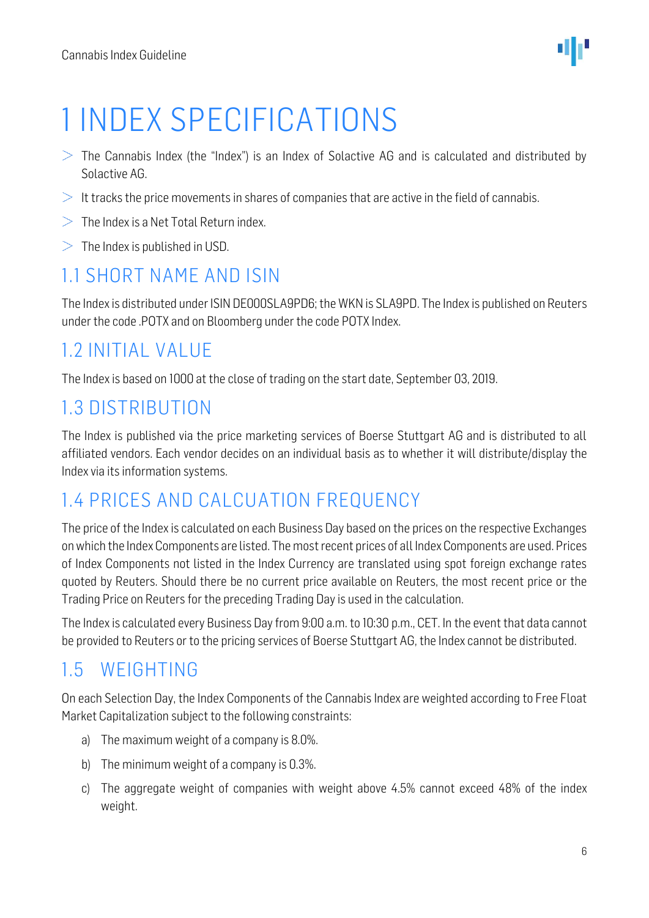# 1 INDEX SPECIFICATIONS

- The Cannabis Index (the "Index") is an Index of Solactive AG and is calculated and distributed by Solactive AG.
- It tracks the price movements in shares of companies that are active in the field of cannabis.
- The Index is a Net Total Return index.
- The Index is published in USD.

## 1.1 SHORT NAME AND ISIN

The Index is distributed under ISIN DE000SLA9PD6; the WKN is SLA9PD. The Index is published on Reuters under the code .POTX and on Bloomberg under the code POTX Index.

## 1.2 INITIAL VALUE

The Index is based on 1000 at the close of trading on the start date, September 03, 2019.

## 1.3 DISTRIBUTION

The Index is published via the price marketing services of Boerse Stuttgart AG and is distributed to all affiliated vendors. Each vendor decides on an individual basis as to whether it will distribute/display the Index via its information systems.

## 1.4 PRICES AND CALCUATION FREQUENCY

The price of the Index is calculated on each Business Day based on the prices on the respective Exchanges on which the Index Components are listed. The most recent prices of all Index Components are used. Prices of Index Components not listed in the Index Currency are translated using spot foreign exchange rates quoted by Reuters. Should there be no current price available on Reuters, the most recent price or the Trading Price on Reuters for the preceding Trading Day is used in the calculation.

The Index is calculated every Business Day from 9:00 a.m. to 10:30 p.m., CET. In the event that data cannot be provided to Reuters or to the pricing services of Boerse Stuttgart AG, the Index cannot be distributed.

## 1.5 WEIGHTING

On each Selection Day, the Index Components of the Cannabis Index are weighted according to Free Float Market Capitalization subject to the following constraints:

a) The maximum weight of a company is 8.0%.

b) The minimum weight of a company is 0.3%.

c) The aggregate weight of companies with weight above 4.5% cannot exceed 48% of the index weight.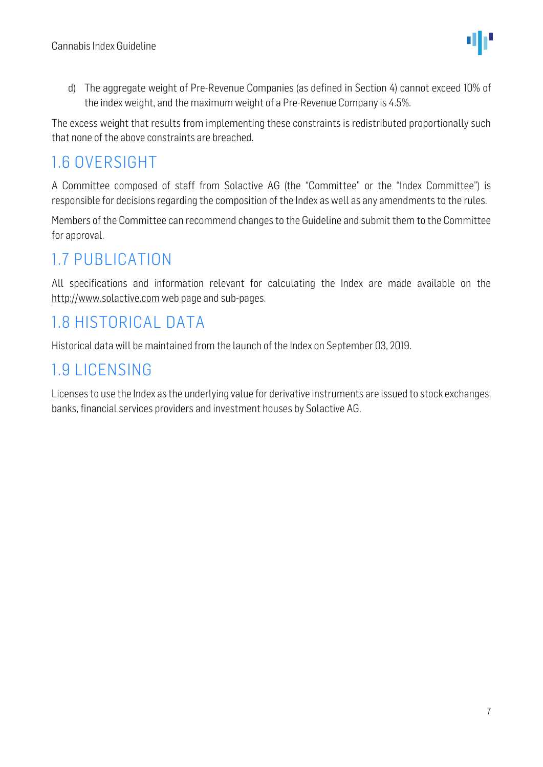d) The aggregate weight of Pre-Revenue Companies (as defined in Section 4) cannot exceed 10% of the index weight, and the maximum weight of a Pre-Revenue Company is 4.5%.

The excess weight that results from implementing these constraints is redistributed proportionally such that none of the above constraints are breached.

## 1.6 OVERSIGHT

A Committee composed of staff from Solactive AG (the "Committee" or the "Index Committee") is responsible for decisions regarding the composition of the Index as well as any amendments to the rules.

Members of the Committee can recommend changes to the Guideline and submit them to the Committee for approval.

## 1.7 PUBLICATION

All specifications and information relevant for calculating the Index are made available on the http://www.solactive.com web page and sub-pages.

## 1.8 HISTORICAL DATA

Historical data will be maintained from the launch of the Index on September 03, 2019.

## 1.9 LICENSING

Licenses to use the Index as the underlying value for derivative instruments are issued to stock exchanges, banks, financial services providers and investment houses by Solactive AG.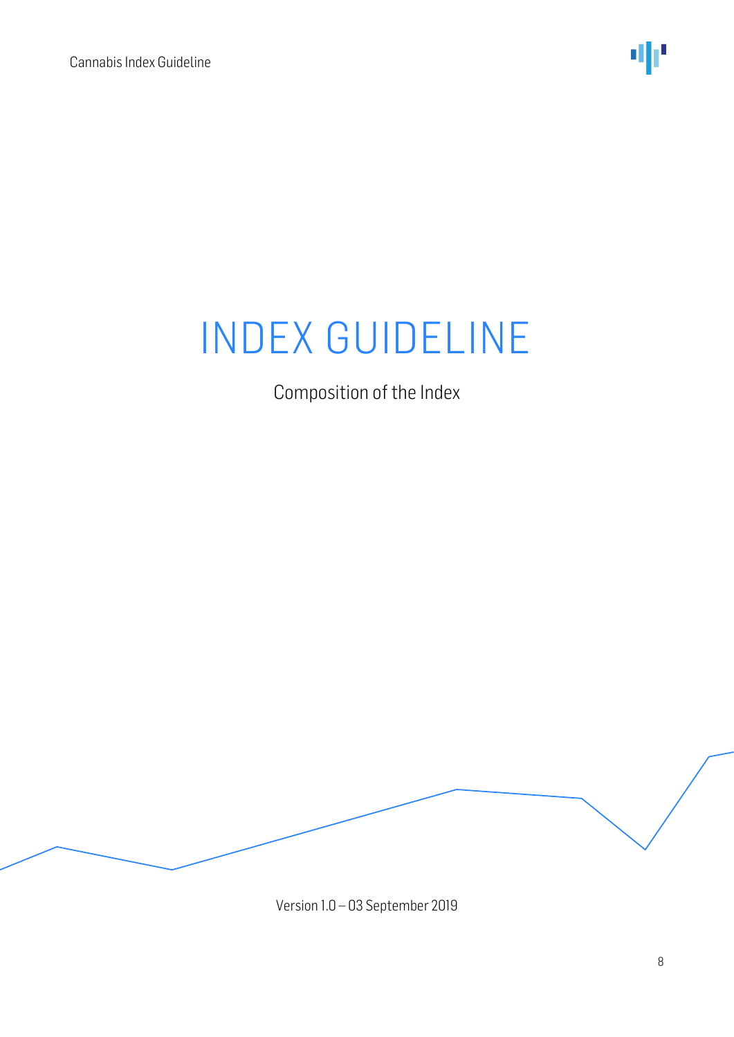# INDEX GUIDELINE

Composition of the Index

Version 1.0 – 03 September 2019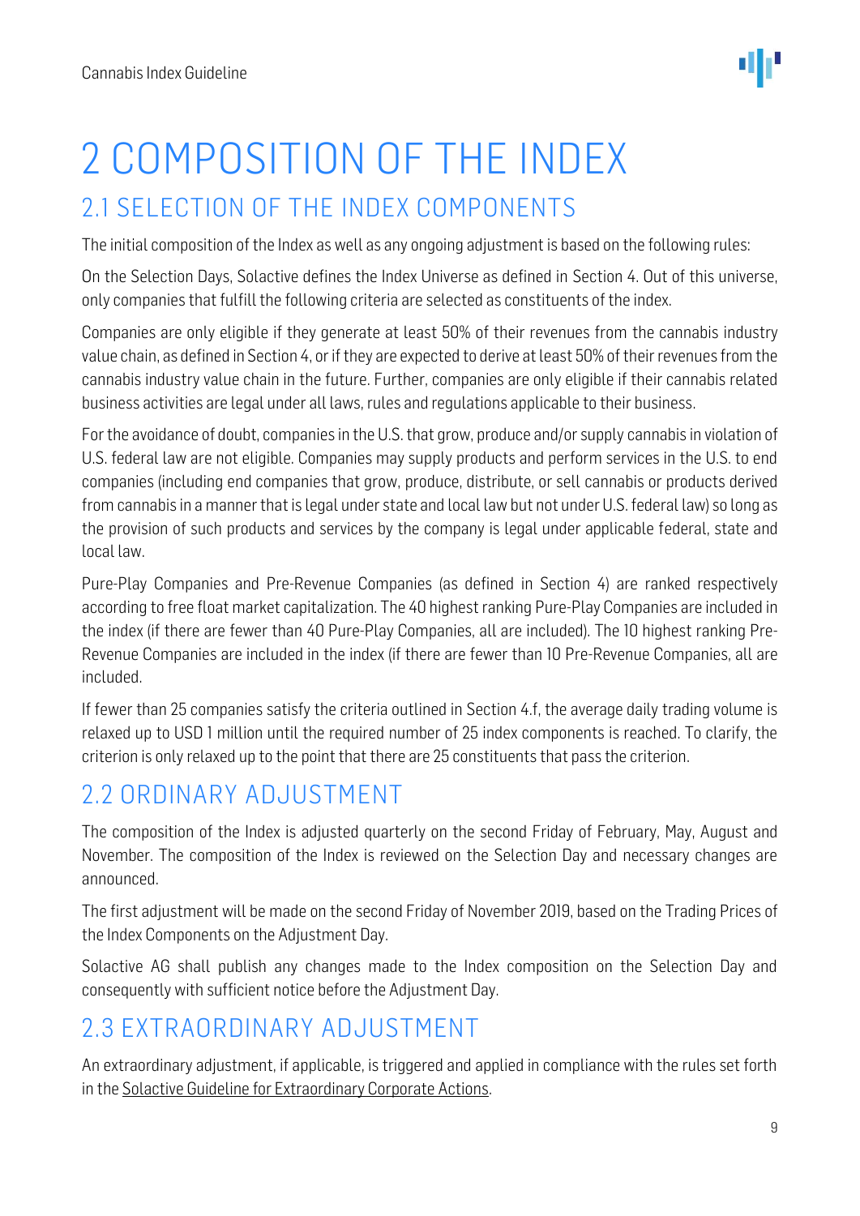// Cannabis Index Guideline header omitted

# 2 COMPOSITION OF THE INDEX

## 2.1 SELECTION OF THE INDEX COMPONENTS

The initial composition of the Index as well as any ongoing adjustment is based on the following rules:

On the Selection Days, Solactive defines the Index Universe as defined in Section 4. Out of this universe, only companies that fulfill the following criteria are selected as constituents of the index.

Companies are only eligible if they generate at least 50% of their revenues from the cannabis industry value chain, as defined in Section 4, or if they are expected to derive at least 50% of their revenues from the cannabis industry value chain in the future. Further, companies are only eligible if their cannabis related business activities are legal under all laws, rules and regulations applicable to their business.

For the avoidance of doubt, companies in the U.S. that grow, produce and/or supply cannabis in violation of U.S. federal law are not eligible. Companies may supply products and perform services in the U.S. to end companies (including end companies that grow, produce, distribute, or sell cannabis or products derived from cannabis in a manner that is legal under state and local law but not under U.S. federal law) so long as the provision of such products and services by the company is legal under applicable federal, state and local law.

Pure-Play Companies and Pre-Revenue Companies (as defined in Section 4) are ranked respectively according to free float market capitalization. The 40 highest ranking Pure-Play Companies are included in the index (if there are fewer than 40 Pure-Play Companies, all are included). The 10 highest ranking Pre-Revenue Companies are included in the index (if there are fewer than 10 Pre-Revenue Companies, all are included.

If fewer than 25 companies satisfy the criteria outlined in Section 4.f, the average daily trading volume is relaxed up to USD 1 million until the required number of 25 index components is reached. To clarify, the criterion is only relaxed up to the point that there are 25 constituents that pass the criterion.

## 2.2 ORDINARY ADJUSTMENT

The composition of the Index is adjusted quarterly on the second Friday of February, May, August and November. The composition of the Index is reviewed on the Selection Day and necessary changes are announced.

The first adjustment will be made on the second Friday of November 2019, based on the Trading Prices of the Index Components on the Adjustment Day.

Solactive AG shall publish any changes made to the Index composition on the Selection Day and consequently with sufficient notice before the Adjustment Day.

## 2.3 EXTRAORDINARY ADJUSTMENT

An extraordinary adjustment, if applicable, is triggered and applied in compliance with the rules set forth in the Solactive Guideline for Extraordinary Corporate Actions.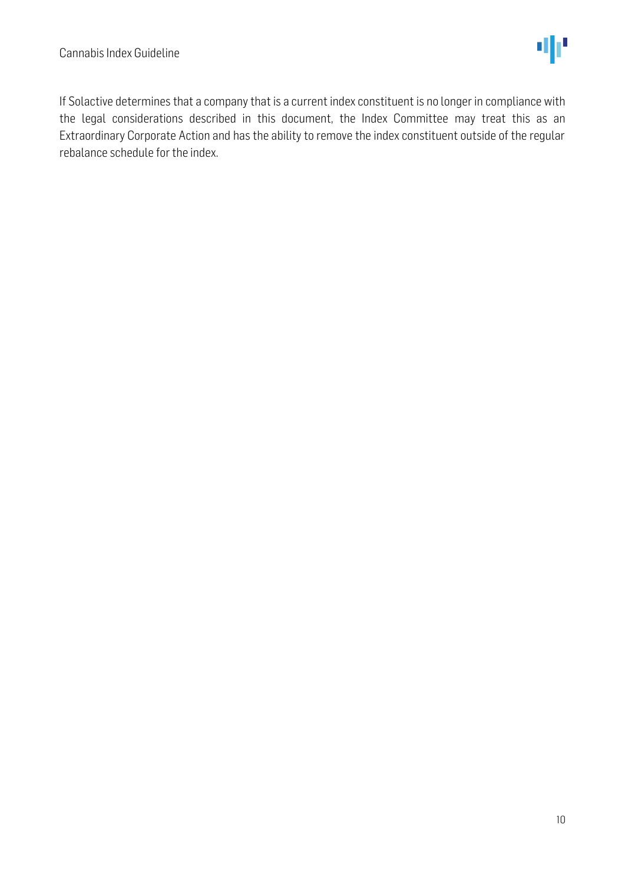If Solactive determines that a company that is a current index constituent is no longer in compliance with the legal considerations described in this document, the Index Committee may treat this as an Extraordinary Corporate Action and has the ability to remove the index constituent outside of the regular rebalance schedule for the index.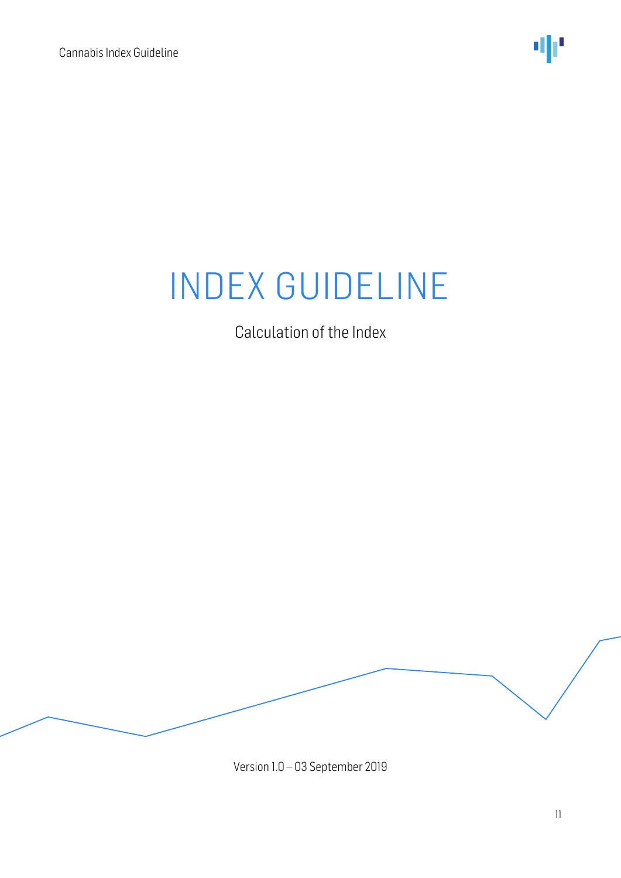# INDEX GUIDELINE

Calculation of the Index

Version 1.0 – 03 September 2019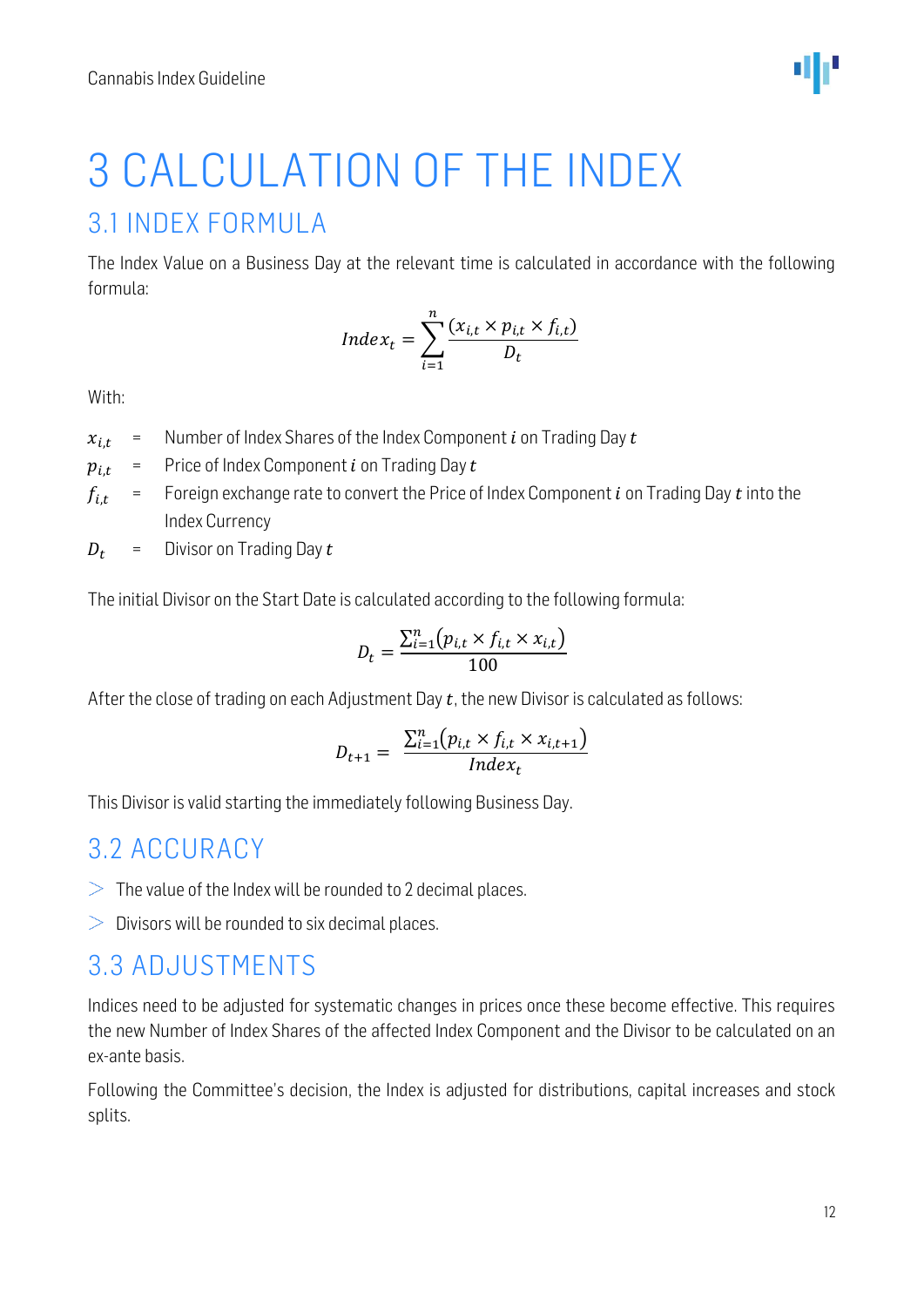# 3 CALCULATION OF THE INDEX

## 3.1 INDEX FORMULA

The Index Value on a Business Day at the relevant time is calculated in accordance with the following formula:

$$Index_t = \sum_{i=1}^{n} \frac{(x_{i,t} \times p_{i,t} \times f_{i,t})}{D_t}$$

With:

$x_{i,t}$ = Number of Index Shares of the Index Component $i$ on Trading Day $t$

$p_{i,t}$ = Price of Index Component $i$ on Trading Day $t$

$f_{i,t}$ = Foreign exchange rate to convert the Price of Index Component $i$ on Trading Day $t$ into the Index Currency

$D_t$ = Divisor on Trading Day $t$

The initial Divisor on the Start Date is calculated according to the following formula:

$$D_t = \frac{\sum_{i=1}^{n}(p_{i,t} \times f_{i,t} \times x_{i,t})}{100}$$

After the close of trading on each Adjustment Day $t$, the new Divisor is calculated as follows:

$$D_{t+1} = \frac{\sum_{i=1}^{n}(p_{i,t} \times f_{i,t} \times x_{i,t+1})}{Index_t}$$

This Divisor is valid starting the immediately following Business Day.

## 3.2 ACCURACY

- The value of the Index will be rounded to 2 decimal places.
- Divisors will be rounded to six decimal places.

## 3.3 ADJUSTMENTS

Indices need to be adjusted for systematic changes in prices once these become effective. This requires the new Number of Index Shares of the affected Index Component and the Divisor to be calculated on an ex-ante basis.

Following the Committee's decision, the Index is adjusted for distributions, capital increases and stock splits.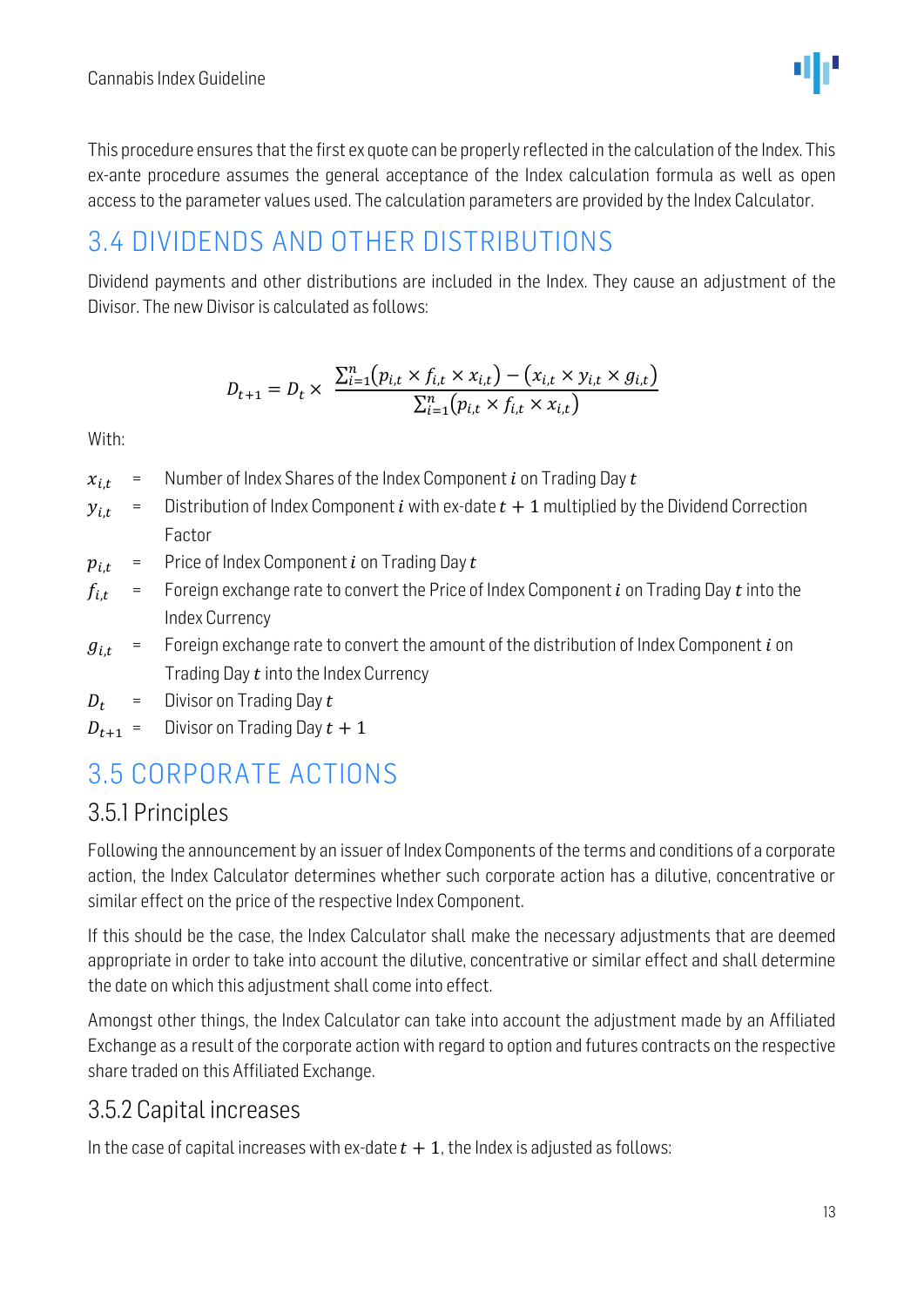This procedure ensures that the first ex quote can be properly reflected in the calculation of the Index. This ex-ante procedure assumes the general acceptance of the Index calculation formula as well as open access to the parameter values used. The calculation parameters are provided by the Index Calculator.

## 3.4 DIVIDENDS AND OTHER DISTRIBUTIONS

Dividend payments and other distributions are included in the Index. They cause an adjustment of the Divisor. The new Divisor is calculated as follows:

$$D_{t+1} = D_t \times \frac{\sum_{i=1}^{n}(p_{i,t} \times f_{i,t} \times x_{i,t}) - (x_{i,t} \times y_{i,t} \times g_{i,t})}{\sum_{i=1}^{n}(p_{i,t} \times f_{i,t} \times x_{i,t})}$$

With:

$x_{i,t}$ = Number of Index Shares of the Index Component $i$ on Trading Day $t$

$y_{i,t}$ = Distribution of Index Component $i$ with ex-date $t + 1$ multiplied by the Dividend Correction Factor

$p_{i,t}$ = Price of Index Component $i$ on Trading Day $t$

$f_{i,t}$ = Foreign exchange rate to convert the Price of Index Component $i$ on Trading Day $t$ into the Index Currency

$g_{i,t}$ = Foreign exchange rate to convert the amount of the distribution of Index Component $i$ on Trading Day $t$ into the Index Currency

$D_t$ = Divisor on Trading Day $t$

$D_{t+1}$ = Divisor on Trading Day $t + 1$

## 3.5 CORPORATE ACTIONS

### 3.5.1 Principles

Following the announcement by an issuer of Index Components of the terms and conditions of a corporate action, the Index Calculator determines whether such corporate action has a dilutive, concentrative or similar effect on the price of the respective Index Component.

If this should be the case, the Index Calculator shall make the necessary adjustments that are deemed appropriate in order to take into account the dilutive, concentrative or similar effect and shall determine the date on which this adjustment shall come into effect.

Amongst other things, the Index Calculator can take into account the adjustment made by an Affiliated Exchange as a result of the corporate action with regard to option and futures contracts on the respective share traded on this Affiliated Exchange.

### 3.5.2 Capital increases

In the case of capital increases with ex-date $t + 1$, the Index is adjusted as follows: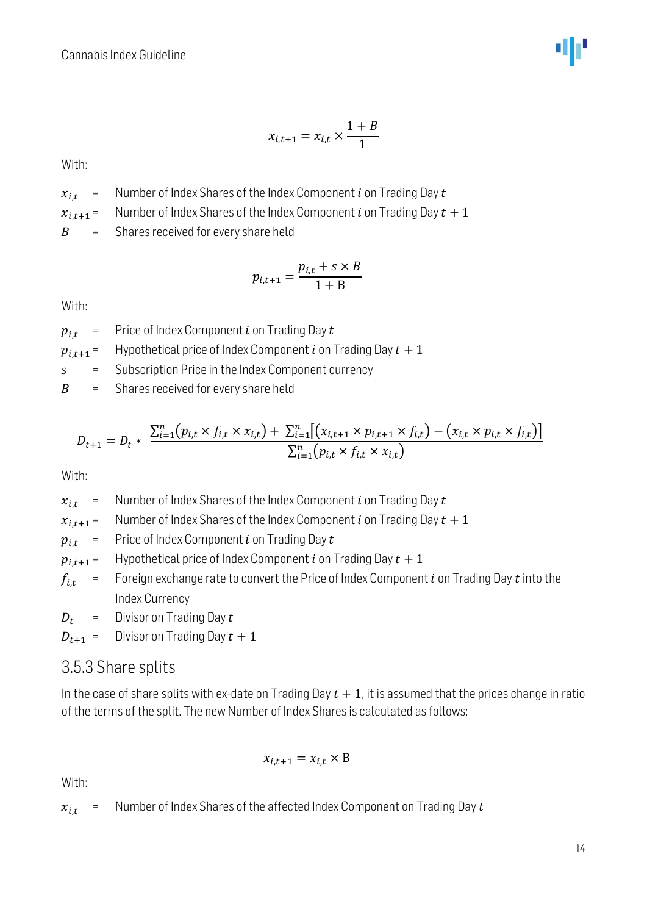$$x_{i,t+1} = x_{i,t} \times \frac{1 + B}{1}$$

With:

$x_{i,t}$ = Number of Index Shares of the Index Component $i$ on Trading Day $t$

$x_{i,t+1}$ = Number of Index Shares of the Index Component $i$ on Trading Day $t + 1$

$B$ = Shares received for every share held

$$p_{i,t+1} = \frac{p_{i,t} + s \times B}{1 + \mathrm{B}}$$

With:

$p_{i,t}$ = Price of Index Component $i$ on Trading Day $t$

$p_{i,t+1}$ = Hypothetical price of Index Component $i$ on Trading Day $t + 1$

$s$ = Subscription Price in the Index Component currency

$B$ = Shares received for every share held

$$D_{t+1} = D_t * \frac{\sum_{i=1}^{n}(p_{i,t} \times f_{i,t} \times x_{i,t}) + \sum_{i=1}^{n}[(x_{i,t+1} \times p_{i,t+1} \times f_{i,t}) - (x_{i,t} \times p_{i,t} \times f_{i,t})]}{\sum_{i=1}^{n}(p_{i,t} \times f_{i,t} \times x_{i,t})}$$

With:

$x_{i,t}$ = Number of Index Shares of the Index Component $i$ on Trading Day $t$

$x_{i,t+1}$ = Number of Index Shares of the Index Component $i$ on Trading Day $t + 1$

$p_{i,t}$ = Price of Index Component $i$ on Trading Day $t$

$p_{i,t+1}$ = Hypothetical price of Index Component $i$ on Trading Day $t + 1$

$f_{i,t}$ = Foreign exchange rate to convert the Price of Index Component $i$ on Trading Day $t$ into the Index Currency

$D_t$ = Divisor on Trading Day $t$

$D_{t+1}$ = Divisor on Trading Day $t + 1$

## 3.5.3 Share splits

In the case of share splits with ex-date on Trading Day $t + 1$, it is assumed that the prices change in ratio of the terms of the split. The new Number of Index Shares is calculated as follows:

$$x_{i,t+1} = x_{i,t} \times \mathrm{B}$$

With:

$x_{i,t}$ = Number of Index Shares of the affected Index Component on Trading Day $t$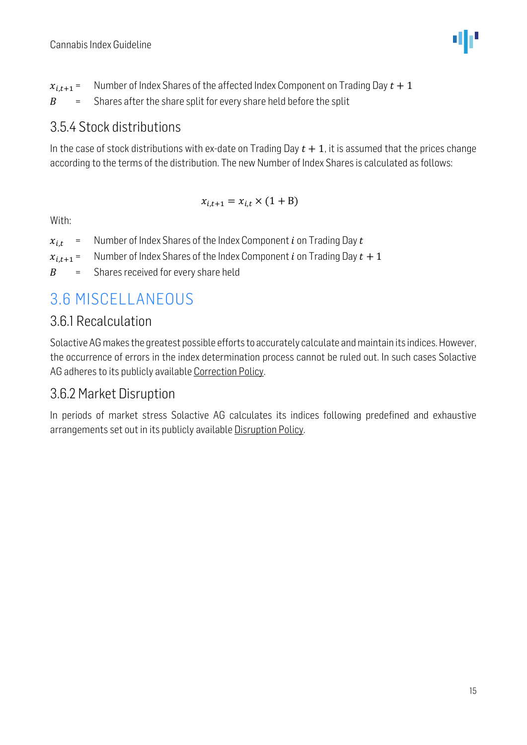$x_{i,t+1}$ = Number of Index Shares of the affected Index Component on Trading Day $t + 1$

$B$ = Shares after the share split for every share held before the split

### 3.5.4 Stock distributions

In the case of stock distributions with ex-date on Trading Day $t + 1$, it is assumed that the prices change according to the terms of the distribution. The new Number of Index Shares is calculated as follows:

$$x_{i,t+1} = x_{i,t} \times (1 + \mathrm{B})$$

With:

$x_{i,t}$ = Number of Index Shares of the Index Component $i$ on Trading Day $t$

$x_{i,t+1}$ = Number of Index Shares of the Index Component $i$ on Trading Day $t + 1$

$B$ = Shares received for every share held

## 3.6 MISCELLANEOUS

### 3.6.1 Recalculation

Solactive AG makes the greatest possible efforts to accurately calculate and maintain its indices. However, the occurrence of errors in the index determination process cannot be ruled out. In such cases Solactive AG adheres to its publicly available Correction Policy.

### 3.6.2 Market Disruption

In periods of market stress Solactive AG calculates its indices following predefined and exhaustive arrangements set out in its publicly available Disruption Policy.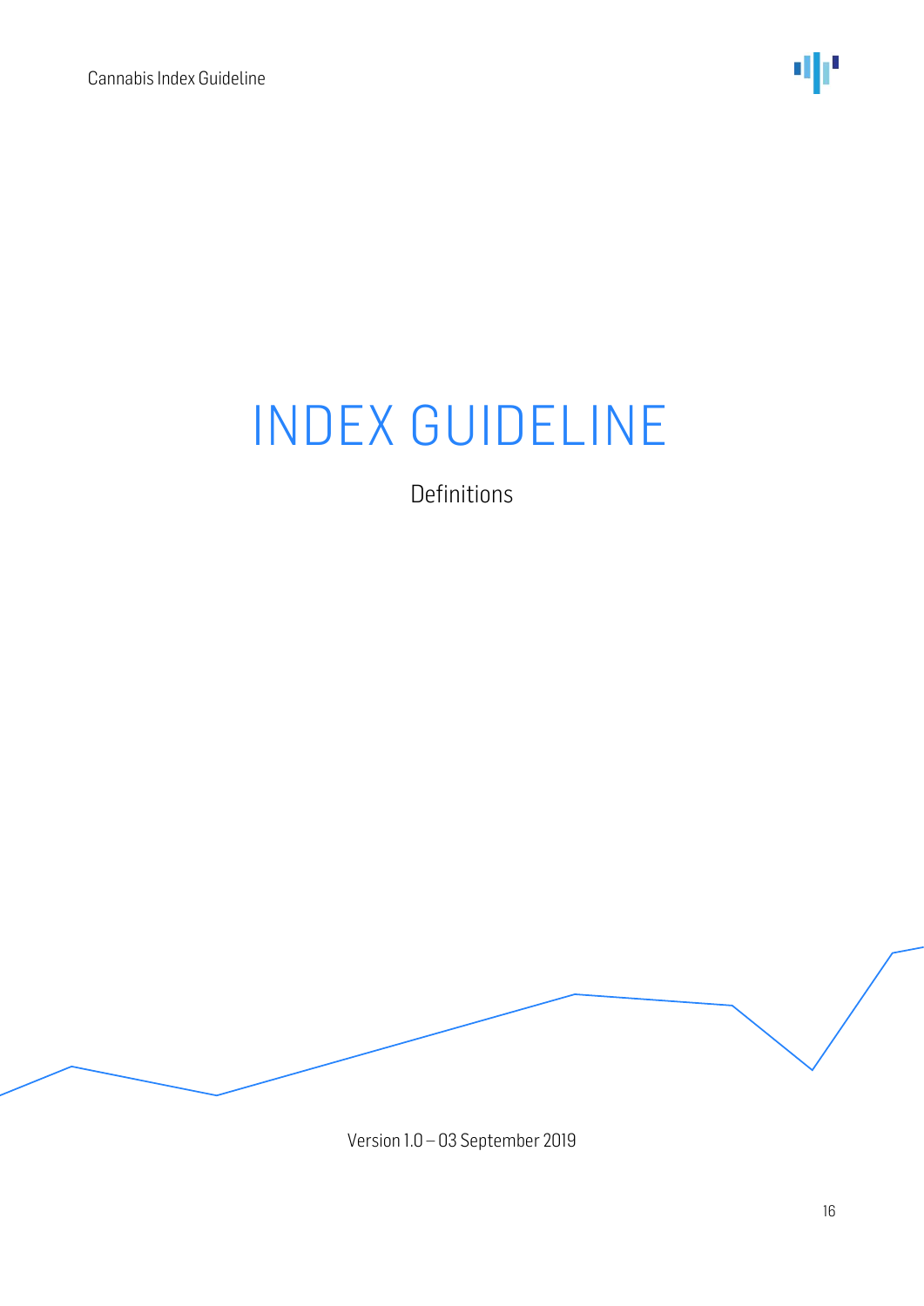# INDEX GUIDELINE

Definitions

Version 1.0 – 03 September 2019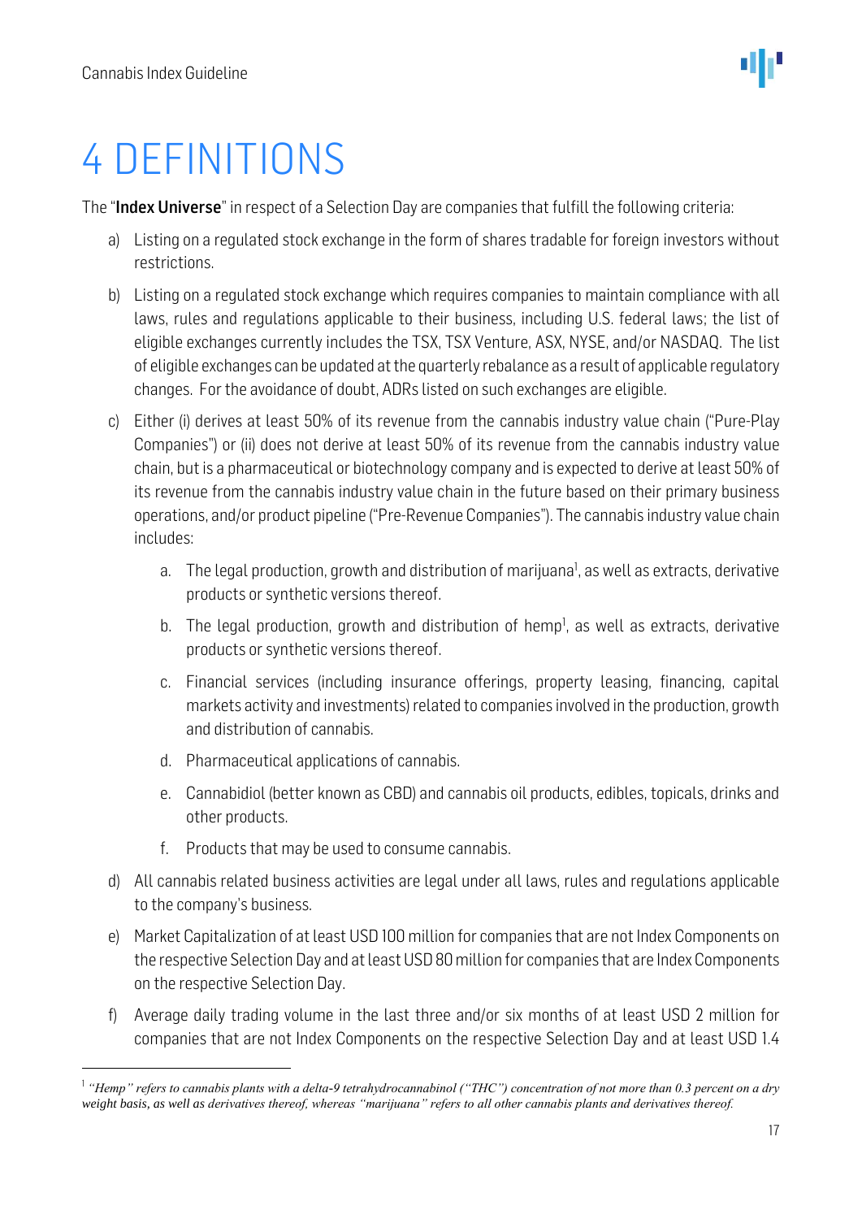# 4 DEFINITIONS

The "**Index Universe**" in respect of a Selection Day are companies that fulfill the following criteria:

a) Listing on a regulated stock exchange in the form of shares tradable for foreign investors without restrictions.

b) Listing on a regulated stock exchange which requires companies to maintain compliance with all laws, rules and regulations applicable to their business, including U.S. federal laws; the list of eligible exchanges currently includes the TSX, TSX Venture, ASX, NYSE, and/or NASDAQ. The list of eligible exchanges can be updated at the quarterly rebalance as a result of applicable regulatory changes. For the avoidance of doubt, ADRs listed on such exchanges are eligible.

c) Either (i) derives at least 50% of its revenue from the cannabis industry value chain ("Pure-Play Companies") or (ii) does not derive at least 50% of its revenue from the cannabis industry value chain, but is a pharmaceutical or biotechnology company and is expected to derive at least 50% of its revenue from the cannabis industry value chain in the future based on their primary business operations, and/or product pipeline ("Pre-Revenue Companies"). The cannabis industry value chain includes:

   a. The legal production, growth and distribution of marijuana[1], as well as extracts, derivative products or synthetic versions thereof.

   b. The legal production, growth and distribution of hemp[1], as well as extracts, derivative products or synthetic versions thereof.

   c. Financial services (including insurance offerings, property leasing, financing, capital markets activity and investments) related to companies involved in the production, growth and distribution of cannabis.

   d. Pharmaceutical applications of cannabis.

   e. Cannabidiol (better known as CBD) and cannabis oil products, edibles, topicals, drinks and other products.

   f. Products that may be used to consume cannabis.

d) All cannabis related business activities are legal under all laws, rules and regulations applicable to the company's business.

e) Market Capitalization of at least USD 100 million for companies that are not Index Components on the respective Selection Day and at least USD 80 million for companies that are Index Components on the respective Selection Day.

f) Average daily trading volume in the last three and/or six months of at least USD 2 million for companies that are not Index Components on the respective Selection Day and at least USD 1.4

---

[1] *"Hemp" refers to cannabis plants with a delta-9 tetrahydrocannabinol ("THC") concentration of not more than 0.3 percent on a dry weight basis, as well as derivatives thereof, whereas "marijuana" refers to all other cannabis plants and derivatives thereof.*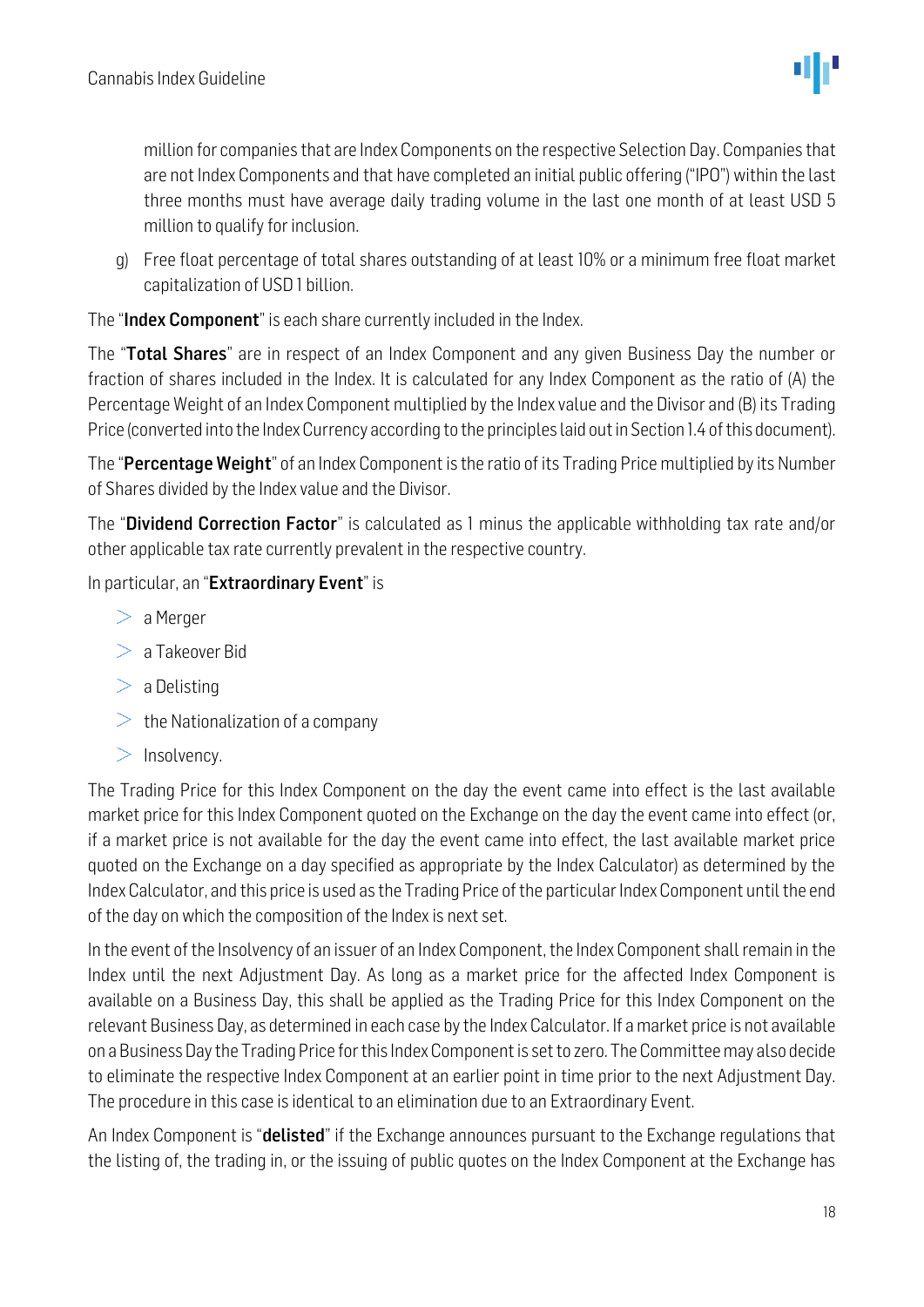million for companies that are Index Components on the respective Selection Day. Companies that are not Index Components and that have completed an initial public offering ("IPO") within the last three months must have average daily trading volume in the last one month of at least USD 5 million to qualify for inclusion.

g) Free float percentage of total shares outstanding of at least 10% or a minimum free float market capitalization of USD 1 billion.

The "**Index Component**" is each share currently included in the Index.

The "**Total Shares**" are in respect of an Index Component and any given Business Day the number or fraction of shares included in the Index. It is calculated for any Index Component as the ratio of (A) the Percentage Weight of an Index Component multiplied by the Index value and the Divisor and (B) its Trading Price (converted into the Index Currency according to the principles laid out in Section 1.4 of this document).

The "**Percentage Weight**" of an Index Component is the ratio of its Trading Price multiplied by its Number of Shares divided by the Index value and the Divisor.

The "**Dividend Correction Factor**" is calculated as 1 minus the applicable withholding tax rate and/or other applicable tax rate currently prevalent in the respective country.

In particular, an "**Extraordinary Event**" is

- a Merger
- a Takeover Bid
- a Delisting
- the Nationalization of a company
- Insolvency.

The Trading Price for this Index Component on the day the event came into effect is the last available market price for this Index Component quoted on the Exchange on the day the event came into effect (or, if a market price is not available for the day the event came into effect, the last available market price quoted on the Exchange on a day specified as appropriate by the Index Calculator) as determined by the Index Calculator, and this price is used as the Trading Price of the particular Index Component until the end of the day on which the composition of the Index is next set.

In the event of the Insolvency of an issuer of an Index Component, the Index Component shall remain in the Index until the next Adjustment Day. As long as a market price for the affected Index Component is available on a Business Day, this shall be applied as the Trading Price for this Index Component on the relevant Business Day, as determined in each case by the Index Calculator. If a market price is not available on a Business Day the Trading Price for this Index Component is set to zero. The Committee may also decide to eliminate the respective Index Component at an earlier point in time prior to the next Adjustment Day. The procedure in this case is identical to an elimination due to an Extraordinary Event.

An Index Component is "**delisted**" if the Exchange announces pursuant to the Exchange regulations that the listing of, the trading in, or the issuing of public quotes on the Index Component at the Exchange has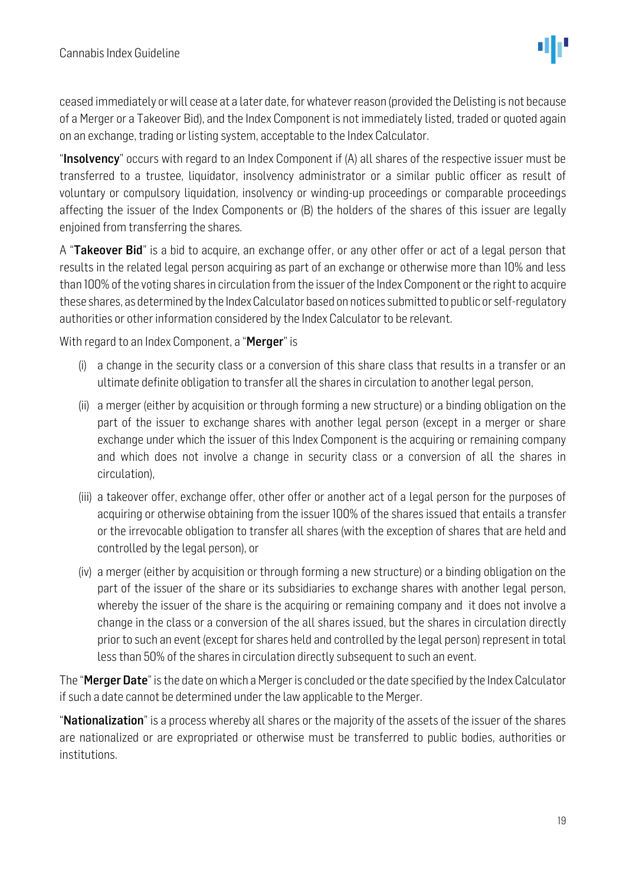ceased immediately or will cease at a later date, for whatever reason (provided the Delisting is not because of a Merger or a Takeover Bid), and the Index Component is not immediately listed, traded or quoted again on an exchange, trading or listing system, acceptable to the Index Calculator.

"**Insolvency**" occurs with regard to an Index Component if (A) all shares of the respective issuer must be transferred to a trustee, liquidator, insolvency administrator or a similar public officer as result of voluntary or compulsory liquidation, insolvency or winding-up proceedings or comparable proceedings affecting the issuer of the Index Components or (B) the holders of the shares of this issuer are legally enjoined from transferring the shares.

A "**Takeover Bid**" is a bid to acquire, an exchange offer, or any other offer or act of a legal person that results in the related legal person acquiring as part of an exchange or otherwise more than 10% and less than 100% of the voting shares in circulation from the issuer of the Index Component or the right to acquire these shares, as determined by the Index Calculator based on notices submitted to public or self-regulatory authorities or other information considered by the Index Calculator to be relevant.

With regard to an Index Component, a "**Merger**" is

(i) a change in the security class or a conversion of this share class that results in a transfer or an ultimate definite obligation to transfer all the shares in circulation to another legal person,

(ii) a merger (either by acquisition or through forming a new structure) or a binding obligation on the part of the issuer to exchange shares with another legal person (except in a merger or share exchange under which the issuer of this Index Component is the acquiring or remaining company and which does not involve a change in security class or a conversion of all the shares in circulation),

(iii) a takeover offer, exchange offer, other offer or another act of a legal person for the purposes of acquiring or otherwise obtaining from the issuer 100% of the shares issued that entails a transfer or the irrevocable obligation to transfer all shares (with the exception of shares that are held and controlled by the legal person), or

(iv) a merger (either by acquisition or through forming a new structure) or a binding obligation on the part of the issuer of the share or its subsidiaries to exchange shares with another legal person, whereby the issuer of the share is the acquiring or remaining company and it does not involve a change in the class or a conversion of the all shares issued, but the shares in circulation directly prior to such an event (except for shares held and controlled by the legal person) represent in total less than 50% of the shares in circulation directly subsequent to such an event.

The "**Merger Date**" is the date on which a Merger is concluded or the date specified by the Index Calculator if such a date cannot be determined under the law applicable to the Merger.

"**Nationalization**" is a process whereby all shares or the majority of the assets of the issuer of the shares are nationalized or are expropriated or otherwise must be transferred to public bodies, authorities or institutions.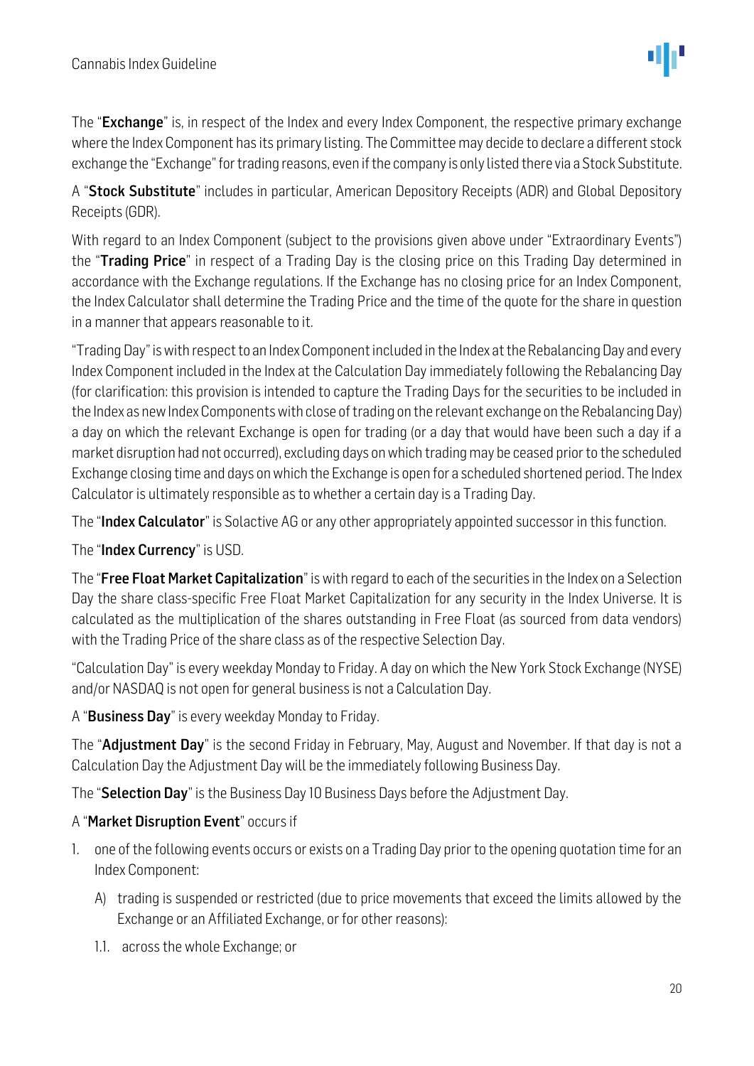The "**Exchange**" is, in respect of the Index and every Index Component, the respective primary exchange where the Index Component has its primary listing. The Committee may decide to declare a different stock exchange the "Exchange" for trading reasons, even if the company is only listed there via a Stock Substitute.

A "**Stock Substitute**" includes in particular, American Depository Receipts (ADR) and Global Depository Receipts (GDR).

With regard to an Index Component (subject to the provisions given above under "Extraordinary Events") the "**Trading Price**" in respect of a Trading Day is the closing price on this Trading Day determined in accordance with the Exchange regulations. If the Exchange has no closing price for an Index Component, the Index Calculator shall determine the Trading Price and the time of the quote for the share in question in a manner that appears reasonable to it.

"Trading Day" is with respect to an Index Component included in the Index at the Rebalancing Day and every Index Component included in the Index at the Calculation Day immediately following the Rebalancing Day (for clarification: this provision is intended to capture the Trading Days for the securities to be included in the Index as new Index Components with close of trading on the relevant exchange on the Rebalancing Day) a day on which the relevant Exchange is open for trading (or a day that would have been such a day if a market disruption had not occurred), excluding days on which trading may be ceased prior to the scheduled Exchange closing time and days on which the Exchange is open for a scheduled shortened period. The Index Calculator is ultimately responsible as to whether a certain day is a Trading Day.

The "**Index Calculator**" is Solactive AG or any other appropriately appointed successor in this function.

The "**Index Currency**" is USD.

The "**Free Float Market Capitalization**" is with regard to each of the securities in the Index on a Selection Day the share class-specific Free Float Market Capitalization for any security in the Index Universe. It is calculated as the multiplication of the shares outstanding in Free Float (as sourced from data vendors) with the Trading Price of the share class as of the respective Selection Day.

"Calculation Day" is every weekday Monday to Friday. A day on which the New York Stock Exchange (NYSE) and/or NASDAQ is not open for general business is not a Calculation Day.

A "**Business Day**" is every weekday Monday to Friday.

The "**Adjustment Day**" is the second Friday in February, May, August and November. If that day is not a Calculation Day the Adjustment Day will be the immediately following Business Day.

The "**Selection Day**" is the Business Day 10 Business Days before the Adjustment Day.

A "**Market Disruption Event**" occurs if

1. one of the following events occurs or exists on a Trading Day prior to the opening quotation time for an Index Component:
   - A) trading is suspended or restricted (due to price movements that exceed the limits allowed by the Exchange or an Affiliated Exchange, or for other reasons):
   - 1.1. across the whole Exchange; or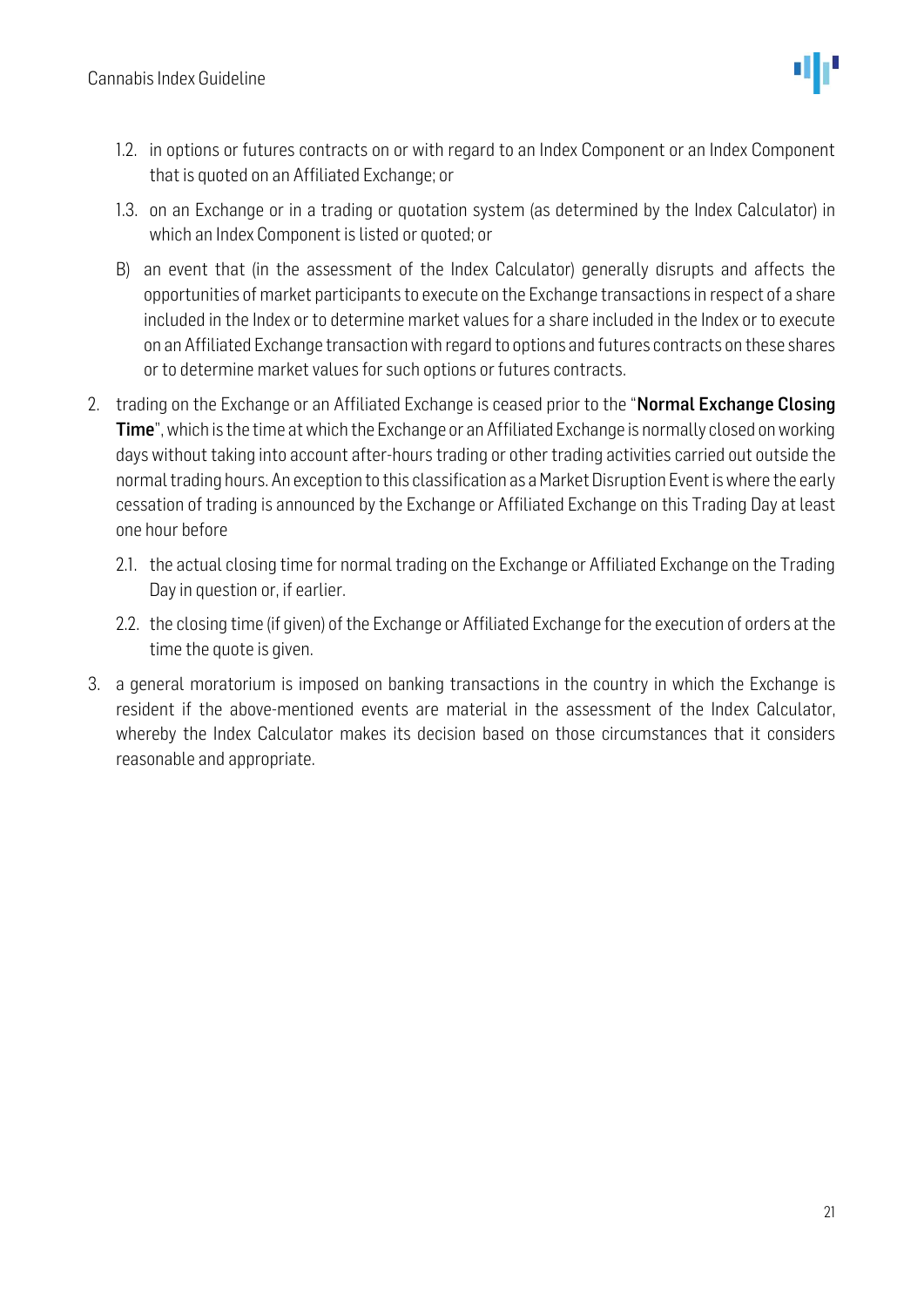1.2. in options or futures contracts on or with regard to an Index Component or an Index Component that is quoted on an Affiliated Exchange; or

1.3. on an Exchange or in a trading or quotation system (as determined by the Index Calculator) in which an Index Component is listed or quoted; or

B) an event that (in the assessment of the Index Calculator) generally disrupts and affects the opportunities of market participants to execute on the Exchange transactions in respect of a share included in the Index or to determine market values for a share included in the Index or to execute on an Affiliated Exchange transaction with regard to options and futures contracts on these shares or to determine market values for such options or futures contracts.

2. trading on the Exchange or an Affiliated Exchange is ceased prior to the "**Normal Exchange Closing Time**", which is the time at which the Exchange or an Affiliated Exchange is normally closed on working days without taking into account after-hours trading or other trading activities carried out outside the normal trading hours. An exception to this classification as a Market Disruption Event is where the early cessation of trading is announced by the Exchange or Affiliated Exchange on this Trading Day at least one hour before

   2.1. the actual closing time for normal trading on the Exchange or Affiliated Exchange on the Trading Day in question or, if earlier.

   2.2. the closing time (if given) of the Exchange or Affiliated Exchange for the execution of orders at the time the quote is given.

3. a general moratorium is imposed on banking transactions in the country in which the Exchange is resident if the above-mentioned events are material in the assessment of the Index Calculator, whereby the Index Calculator makes its decision based on those circumstances that it considers reasonable and appropriate.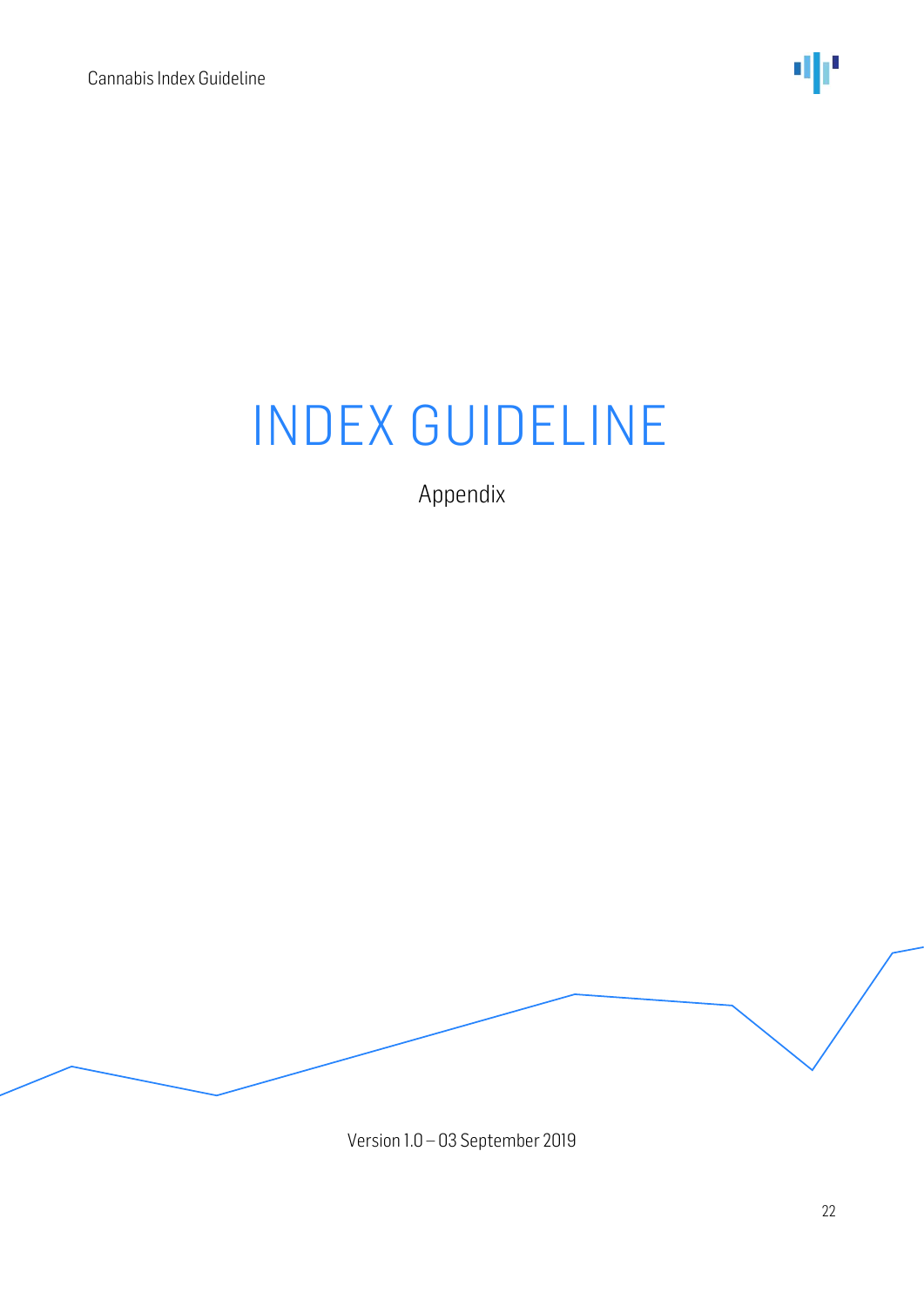# INDEX GUIDELINE

Appendix

Version 1.0 – 03 September 2019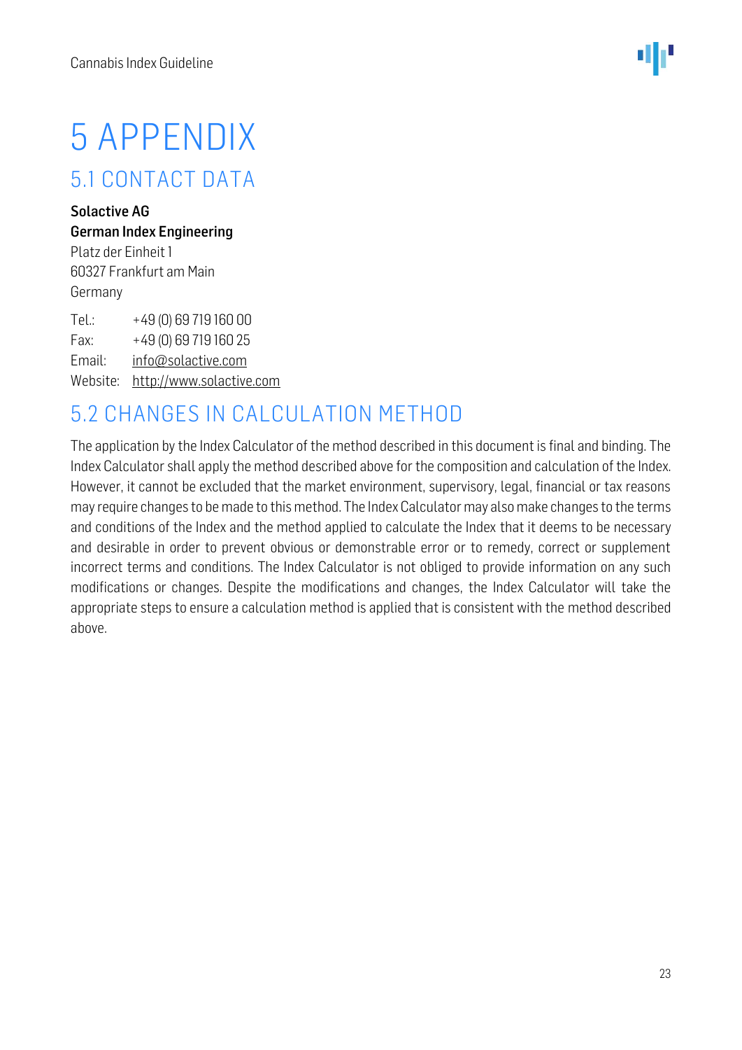# 5 APPENDIX

## 5.1 CONTACT DATA

**Solactive AG**
**German Index Engineering**
Platz der Einheit 1
60327 Frankfurt am Main
Germany

| | |
|---|---|
| Tel.: | +49 (0) 69 719 160 00 |
| Fax: | +49 (0) 69 719 160 25 |
| Email: | info@solactive.com |
| Website: | http://www.solactive.com |

## 5.2 CHANGES IN CALCULATION METHOD

The application by the Index Calculator of the method described in this document is final and binding. The Index Calculator shall apply the method described above for the composition and calculation of the Index. However, it cannot be excluded that the market environment, supervisory, legal, financial or tax reasons may require changes to be made to this method. The Index Calculator may also make changes to the terms and conditions of the Index and the method applied to calculate the Index that it deems to be necessary and desirable in order to prevent obvious or demonstrable error or to remedy, correct or supplement incorrect terms and conditions. The Index Calculator is not obliged to provide information on any such modifications or changes. Despite the modifications and changes, the Index Calculator will take the appropriate steps to ensure a calculation method is applied that is consistent with the method described above.